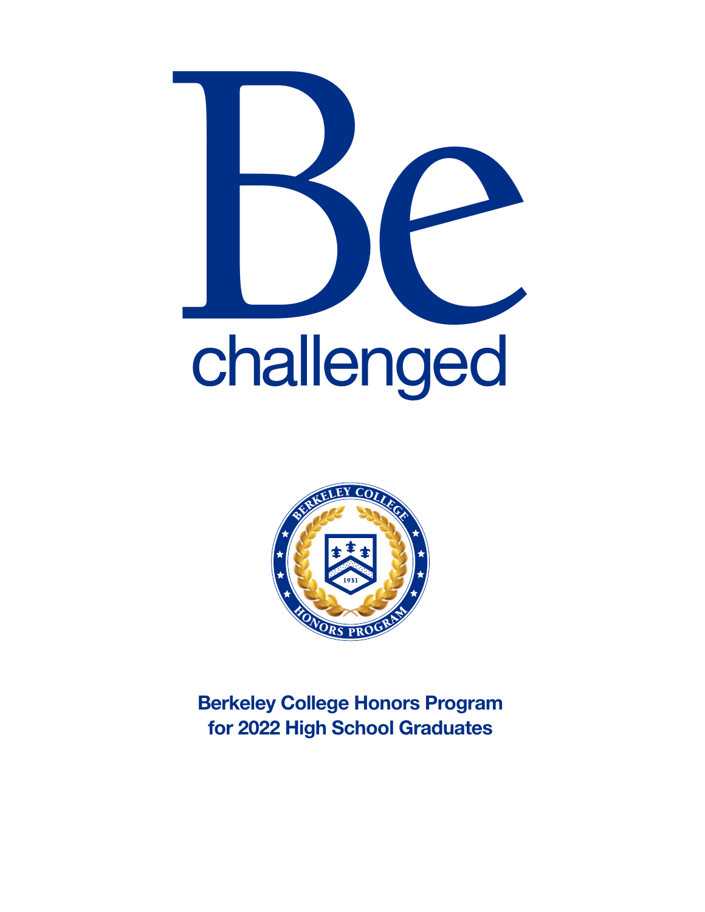# Be challenged

BERKELEY COLLEGE
1931
HONORS PROGRAM

**Berkeley College Honors Program for 2022 High School Graduates**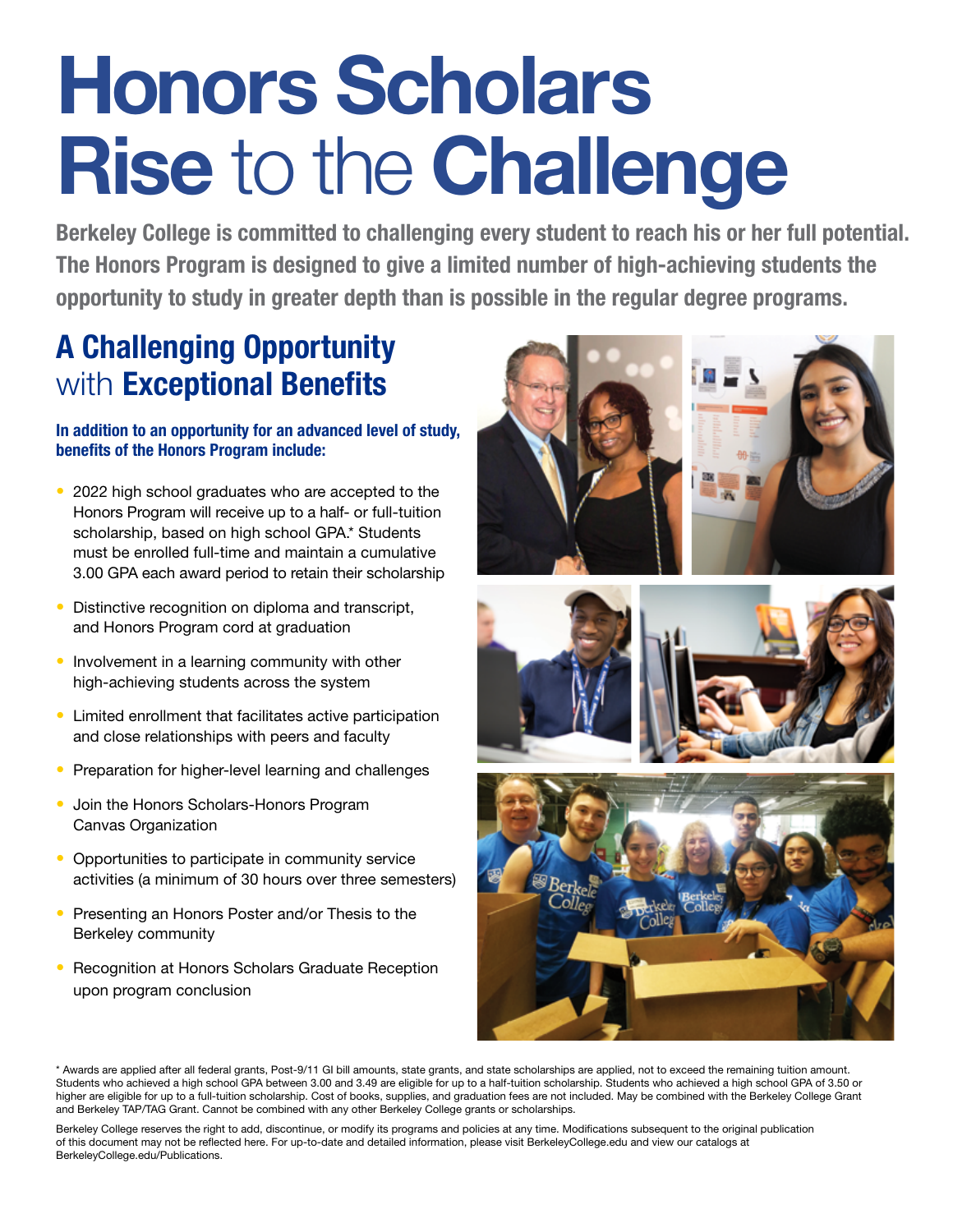# Honors Scholars Rise to the Challenge

**Berkeley College is committed to challenging every student to reach his or her full potential. The Honors Program is designed to give a limited number of high-achieving students the opportunity to study in greater depth than is possible in the regular degree programs.**

## A Challenging Opportunity with Exceptional Benefits

**In addition to an opportunity for an advanced level of study, benefits of the Honors Program include:**

- 2022 high school graduates who are accepted to the Honors Program will receive up to a half- or full-tuition scholarship, based on high school GPA.* Students must be enrolled full-time and maintain a cumulative 3.00 GPA each award period to retain their scholarship
- Distinctive recognition on diploma and transcript, and Honors Program cord at graduation
- Involvement in a learning community with other high-achieving students across the system
- Limited enrollment that facilitates active participation and close relationships with peers and faculty
- Preparation for higher-level learning and challenges
- Join the Honors Scholars-Honors Program Canvas Organization
- Opportunities to participate in community service activities (a minimum of 30 hours over three semesters)
- Presenting an Honors Poster and/or Thesis to the Berkeley community
- Recognition at Honors Scholars Graduate Reception upon program conclusion

* Awards are applied after all federal grants, Post-9/11 GI bill amounts, state grants, and state scholarships are applied, not to exceed the remaining tuition amount. Students who achieved a high school GPA between 3.00 and 3.49 are eligible for up to a half-tuition scholarship. Students who achieved a high school GPA of 3.50 or higher are eligible for up to a full-tuition scholarship. Cost of books, supplies, and graduation fees are not included. May be combined with the Berkeley College Grant and Berkeley TAP/TAG Grant. Cannot be combined with any other Berkeley College grants or scholarships.

Berkeley College reserves the right to add, discontinue, or modify its programs and policies at any time. Modifications subsequent to the original publication of this document may not be reflected here. For up-to-date and detailed information, please visit BerkeleyCollege.edu and view our catalogs at BerkeleyCollege.edu/Publications.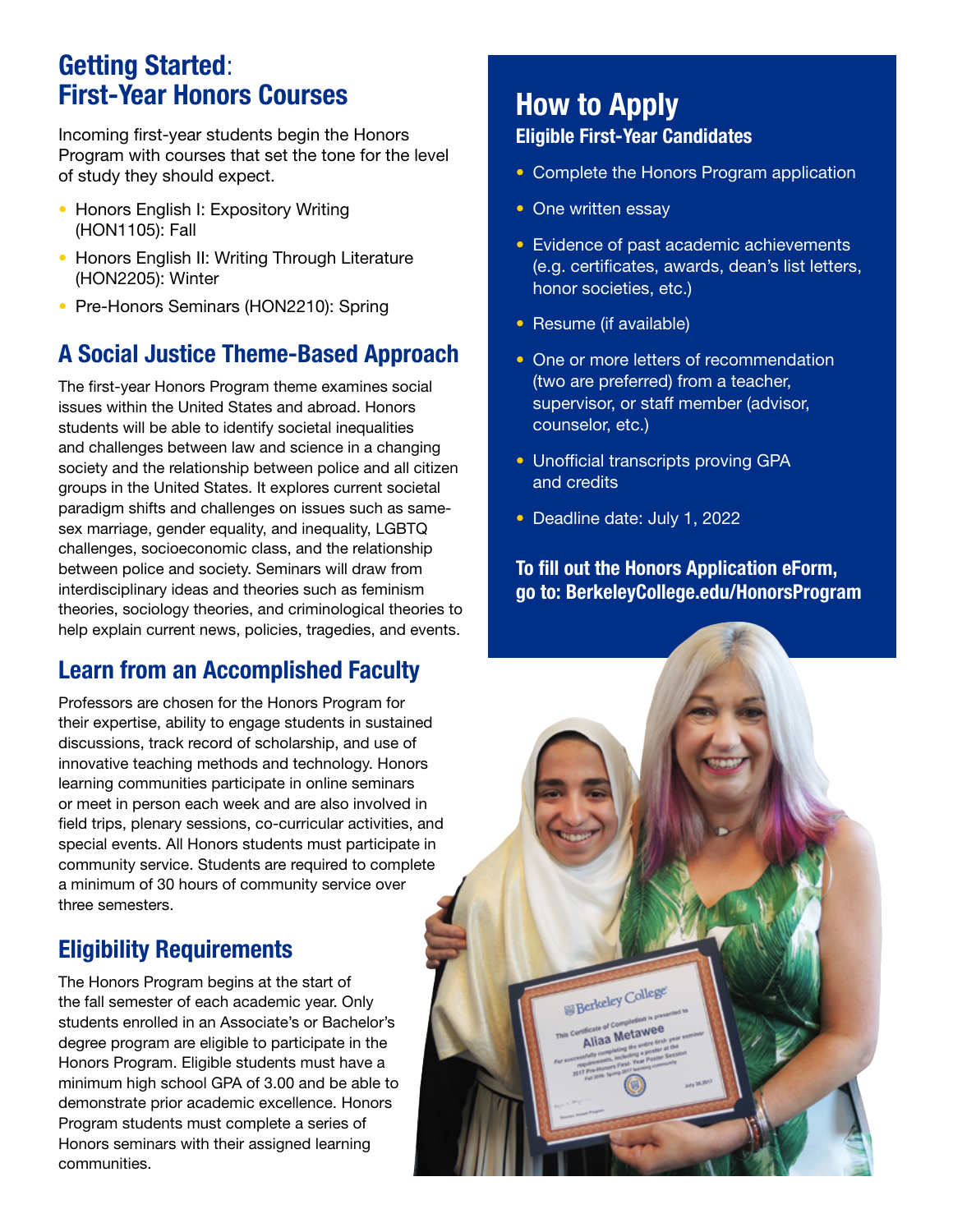## Getting Started: First-Year Honors Courses

Incoming first-year students begin the Honors Program with courses that set the tone for the level of study they should expect.

- Honors English I: Expository Writing (HON1105): Fall
- Honors English II: Writing Through Literature (HON2205): Winter
- Pre-Honors Seminars (HON2210): Spring

## A Social Justice Theme-Based Approach

The first-year Honors Program theme examines social issues within the United States and abroad. Honors students will be able to identify societal inequalities and challenges between law and science in a changing society and the relationship between police and all citizen groups in the United States. It explores current societal paradigm shifts and challenges on issues such as same-sex marriage, gender equality, and inequality, LGBTQ challenges, socioeconomic class, and the relationship between police and society. Seminars will draw from interdisciplinary ideas and theories such as feminism theories, sociology theories, and criminological theories to help explain current news, policies, tragedies, and events.

## Learn from an Accomplished Faculty

Professors are chosen for the Honors Program for their expertise, ability to engage students in sustained discussions, track record of scholarship, and use of innovative teaching methods and technology. Honors learning communities participate in online seminars or meet in person each week and are also involved in field trips, plenary sessions, co-curricular activities, and special events. All Honors students must participate in community service. Students are required to complete a minimum of 30 hours of community service over three semesters.

## Eligibility Requirements

The Honors Program begins at the start of the fall semester of each academic year. Only students enrolled in an Associate's or Bachelor's degree program are eligible to participate in the Honors Program. Eligible students must have a minimum high school GPA of 3.00 and be able to demonstrate prior academic excellence. Honors Program students must complete a series of Honors seminars with their assigned learning communities.

## How to Apply

### Eligible First-Year Candidates

- Complete the Honors Program application
- One written essay
- Evidence of past academic achievements (e.g. certificates, awards, dean's list letters, honor societies, etc.)
- Resume (if available)
- One or more letters of recommendation (two are preferred) from a teacher, supervisor, or staff member (advisor, counselor, etc.)
- Unofficial transcripts proving GPA and credits
- Deadline date: July 1, 2022

**To fill out the Honors Application eForm, go to: BerkeleyCollege.edu/HonorsProgram**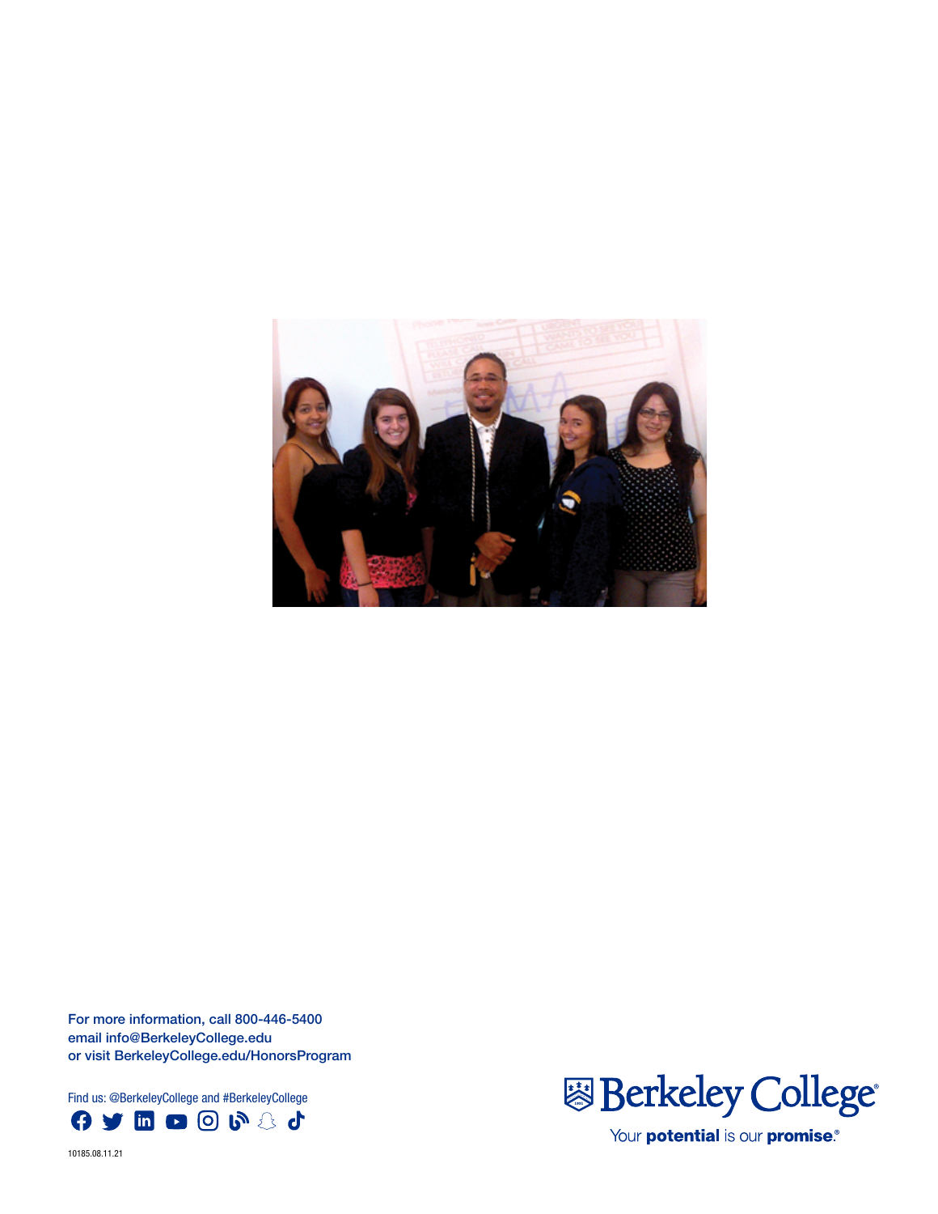For more information, call 800-446-5400
email info@BerkeleyCollege.edu
or visit BerkeleyCollege.edu/HonorsProgram

Find us: @BerkeleyCollege and #BerkeleyCollege

Berkeley College

Your **potential** is our **promise**.®

10185.08.11.21